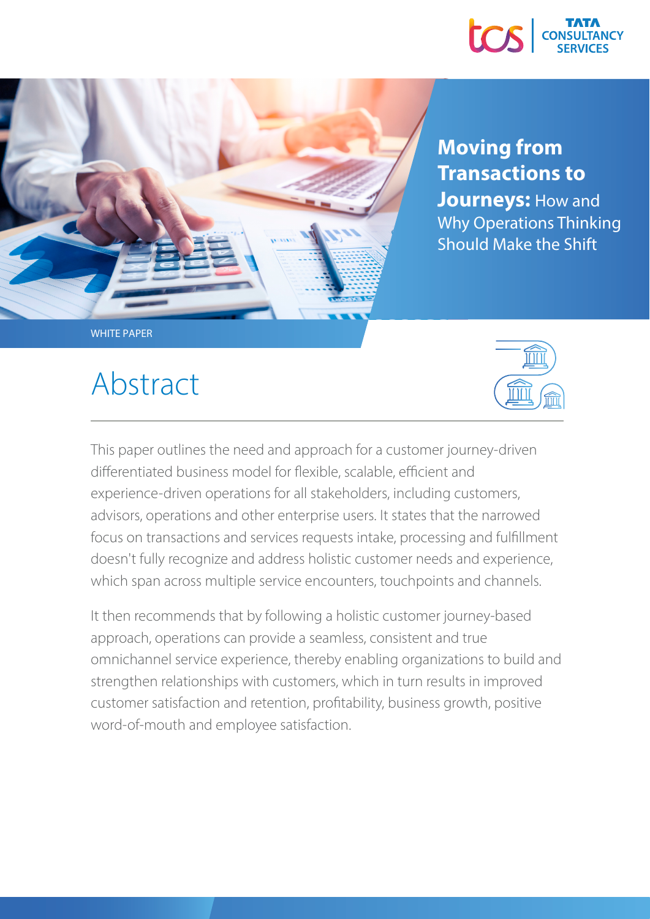# Moving from Transactions to Journeys: How and Why Operations Thinking Should Make the Shift

WHITE PAPER

## Abstract

This paper outlines the need and approach for a customer journey-driven differentiated business model for flexible, scalable, efficient and experience-driven operations for all stakeholders, including customers, advisors, operations and other enterprise users. It states that the narrowed focus on transactions and services requests intake, processing and fulfillment doesn't fully recognize and address holistic customer needs and experience, which span across multiple service encounters, touchpoints and channels.

It then recommends that by following a holistic customer journey-based approach, operations can provide a seamless, consistent and true omnichannel service experience, thereby enabling organizations to build and strengthen relationships with customers, which in turn results in improved customer satisfaction and retention, profitability, business growth, positive word-of-mouth and employee satisfaction.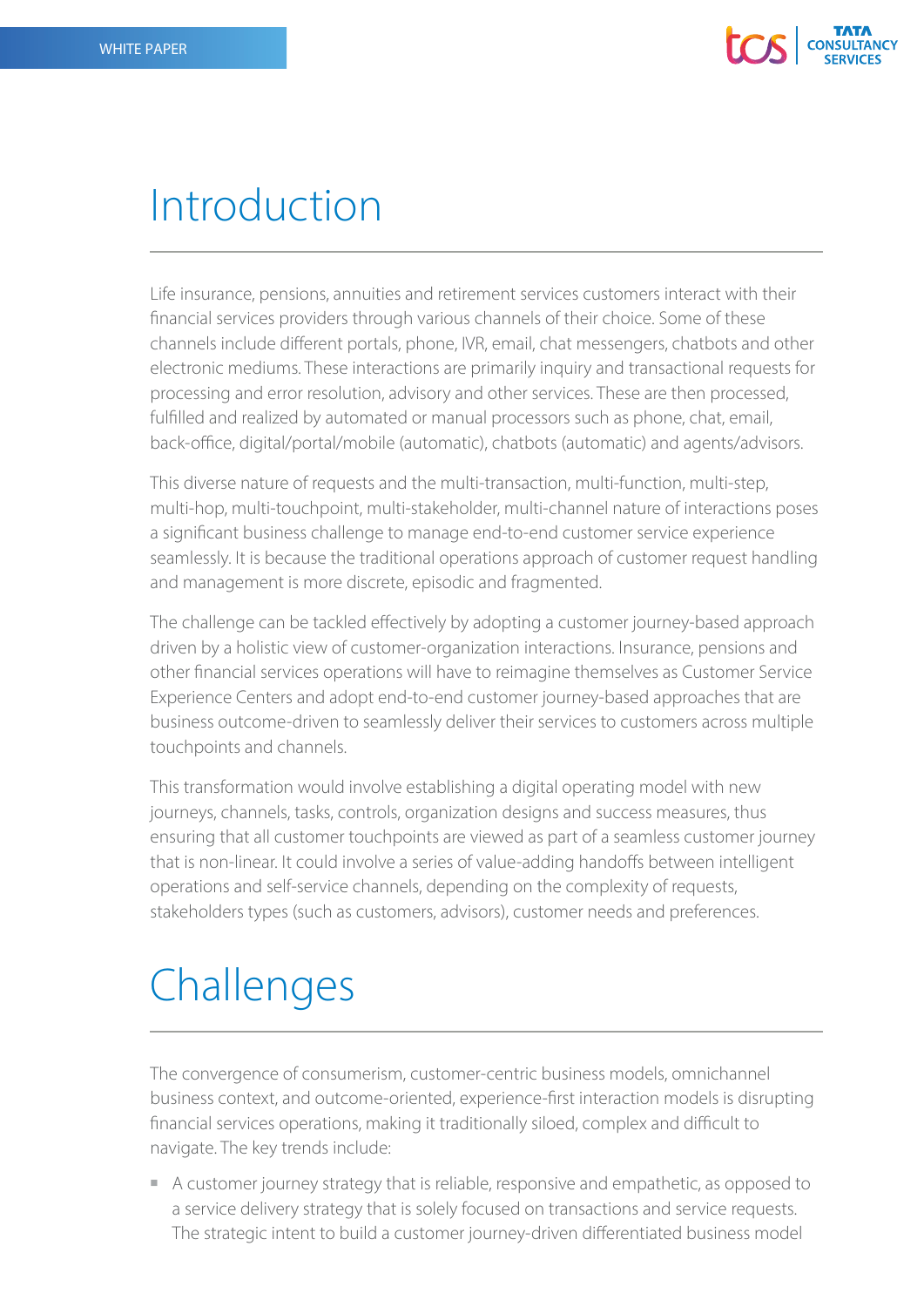# Introduction

Life insurance, pensions, annuities and retirement services customers interact with their financial services providers through various channels of their choice. Some of these channels include different portals, phone, IVR, email, chat messengers, chatbots and other electronic mediums. These interactions are primarily inquiry and transactional requests for processing and error resolution, advisory and other services. These are then processed, fulfilled and realized by automated or manual processors such as phone, chat, email, back-office, digital/portal/mobile (automatic), chatbots (automatic) and agents/advisors.

This diverse nature of requests and the multi-transaction, multi-function, multi-step, multi-hop, multi-touchpoint, multi-stakeholder, multi-channel nature of interactions poses a significant business challenge to manage end-to-end customer service experience seamlessly. It is because the traditional operations approach of customer request handling and management is more discrete, episodic and fragmented.

The challenge can be tackled effectively by adopting a customer journey-based approach driven by a holistic view of customer-organization interactions. Insurance, pensions and other financial services operations will have to reimagine themselves as Customer Service Experience Centers and adopt end-to-end customer journey-based approaches that are business outcome-driven to seamlessly deliver their services to customers across multiple touchpoints and channels.

This transformation would involve establishing a digital operating model with new journeys, channels, tasks, controls, organization designs and success measures, thus ensuring that all customer touchpoints are viewed as part of a seamless customer journey that is non-linear. It could involve a series of value-adding handoffs between intelligent operations and self-service channels, depending on the complexity of requests, stakeholders types (such as customers, advisors), customer needs and preferences.

# Challenges

The convergence of consumerism, customer-centric business models, omnichannel business context, and outcome-oriented, experience-first interaction models is disrupting financial services operations, making it traditionally siloed, complex and difficult to navigate. The key trends include:

- A customer journey strategy that is reliable, responsive and empathetic, as opposed to a service delivery strategy that is solely focused on transactions and service requests. The strategic intent to build a customer journey-driven differentiated business model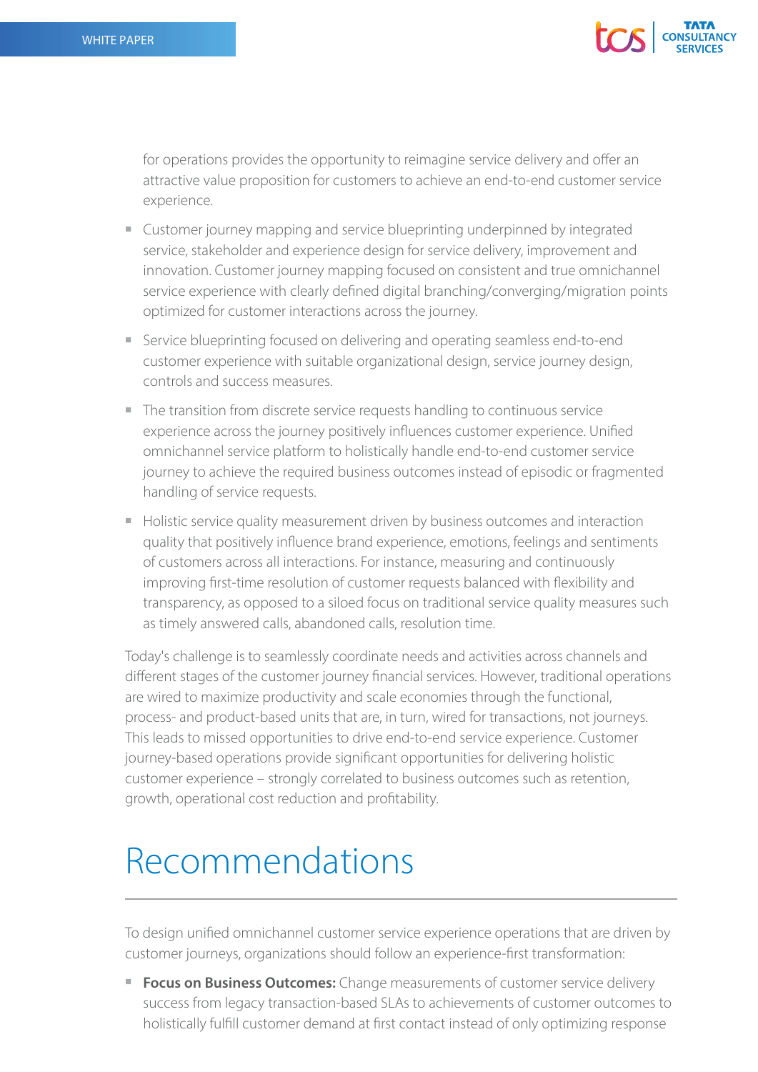for operations provides the opportunity to reimagine service delivery and offer an attractive value proposition for customers to achieve an end-to-end customer service experience.

- Customer journey mapping and service blueprinting underpinned by integrated service, stakeholder and experience design for service delivery, improvement and innovation. Customer journey mapping focused on consistent and true omnichannel service experience with clearly defined digital branching/converging/migration points optimized for customer interactions across the journey.
- Service blueprinting focused on delivering and operating seamless end-to-end customer experience with suitable organizational design, service journey design, controls and success measures.
- The transition from discrete service requests handling to continuous service experience across the journey positively influences customer experience. Unified omnichannel service platform to holistically handle end-to-end customer service journey to achieve the required business outcomes instead of episodic or fragmented handling of service requests.
- Holistic service quality measurement driven by business outcomes and interaction quality that positively influence brand experience, emotions, feelings and sentiments of customers across all interactions. For instance, measuring and continuously improving first-time resolution of customer requests balanced with flexibility and transparency, as opposed to a siloed focus on traditional service quality measures such as timely answered calls, abandoned calls, resolution time.

Today's challenge is to seamlessly coordinate needs and activities across channels and different stages of the customer journey financial services. However, traditional operations are wired to maximize productivity and scale economies through the functional, process- and product-based units that are, in turn, wired for transactions, not journeys. This leads to missed opportunities to drive end-to-end service experience. Customer journey-based operations provide significant opportunities for delivering holistic customer experience – strongly correlated to business outcomes such as retention, growth, operational cost reduction and profitability.

# Recommendations

To design unified omnichannel customer service experience operations that are driven by customer journeys, organizations should follow an experience-first transformation:

- **Focus on Business Outcomes:** Change measurements of customer service delivery success from legacy transaction-based SLAs to achievements of customer outcomes to holistically fulfill customer demand at first contact instead of only optimizing response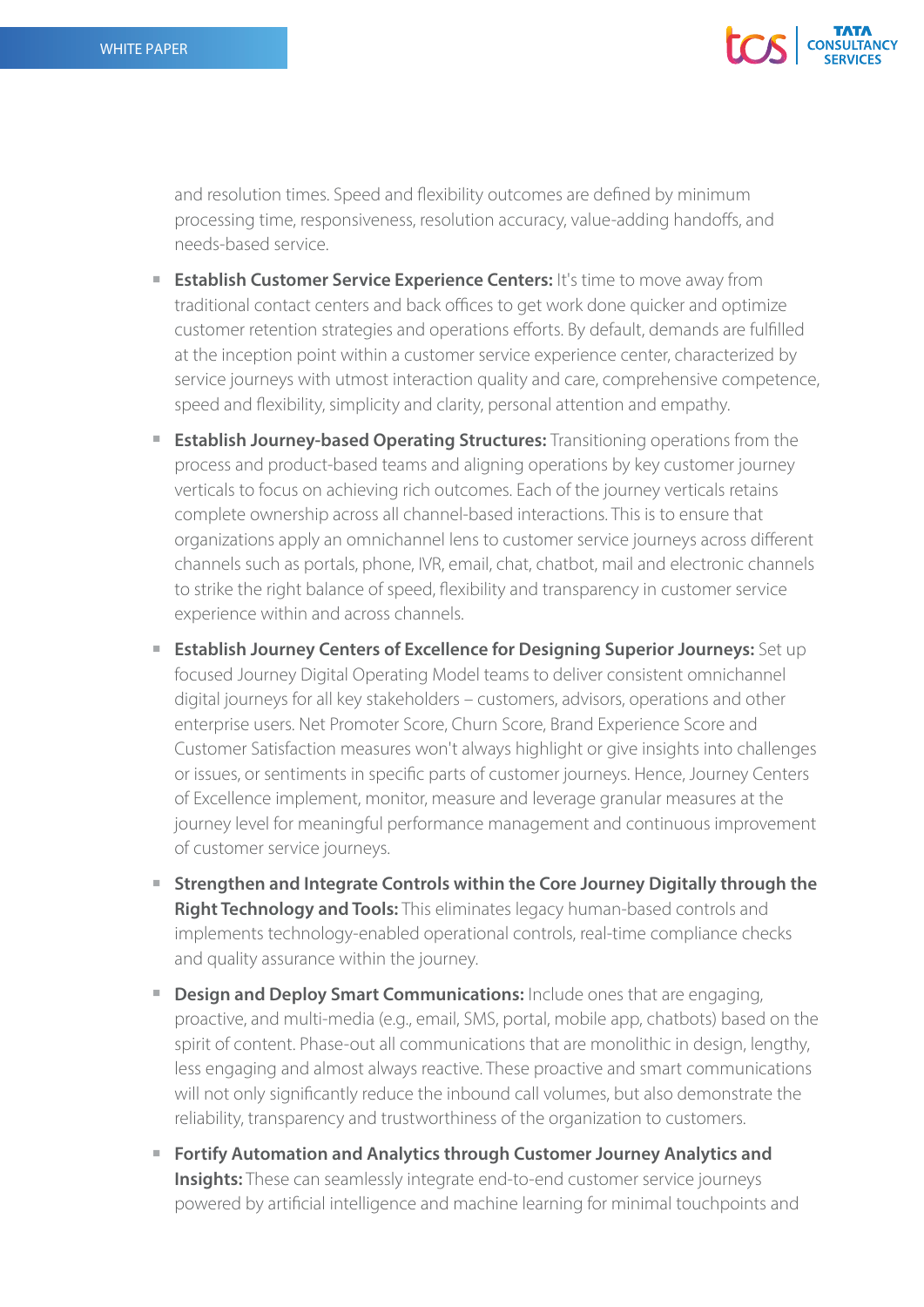and resolution times. Speed and flexibility outcomes are defined by minimum processing time, responsiveness, resolution accuracy, value-adding handoffs, and needs-based service.

- **Establish Customer Service Experience Centers:** It's time to move away from traditional contact centers and back offices to get work done quicker and optimize customer retention strategies and operations efforts. By default, demands are fulfilled at the inception point within a customer service experience center, characterized by service journeys with utmost interaction quality and care, comprehensive competence, speed and flexibility, simplicity and clarity, personal attention and empathy.

- **Establish Journey-based Operating Structures:** Transitioning operations from the process and product-based teams and aligning operations by key customer journey verticals to focus on achieving rich outcomes. Each of the journey verticals retains complete ownership across all channel-based interactions. This is to ensure that organizations apply an omnichannel lens to customer service journeys across different channels such as portals, phone, IVR, email, chat, chatbot, mail and electronic channels to strike the right balance of speed, flexibility and transparency in customer service experience within and across channels.

- **Establish Journey Centers of Excellence for Designing Superior Journeys:** Set up focused Journey Digital Operating Model teams to deliver consistent omnichannel digital journeys for all key stakeholders – customers, advisors, operations and other enterprise users. Net Promoter Score, Churn Score, Brand Experience Score and Customer Satisfaction measures won't always highlight or give insights into challenges or issues, or sentiments in specific parts of customer journeys. Hence, Journey Centers of Excellence implement, monitor, measure and leverage granular measures at the journey level for meaningful performance management and continuous improvement of customer service journeys.

- **Strengthen and Integrate Controls within the Core Journey Digitally through the Right Technology and Tools:** This eliminates legacy human-based controls and implements technology-enabled operational controls, real-time compliance checks and quality assurance within the journey.

- **Design and Deploy Smart Communications:** Include ones that are engaging, proactive, and multi-media (e.g., email, SMS, portal, mobile app, chatbots) based on the spirit of content. Phase-out all communications that are monolithic in design, lengthy, less engaging and almost always reactive. These proactive and smart communications will not only significantly reduce the inbound call volumes, but also demonstrate the reliability, transparency and trustworthiness of the organization to customers.

- **Fortify Automation and Analytics through Customer Journey Analytics and Insights:** These can seamlessly integrate end-to-end customer service journeys powered by artificial intelligence and machine learning for minimal touchpoints and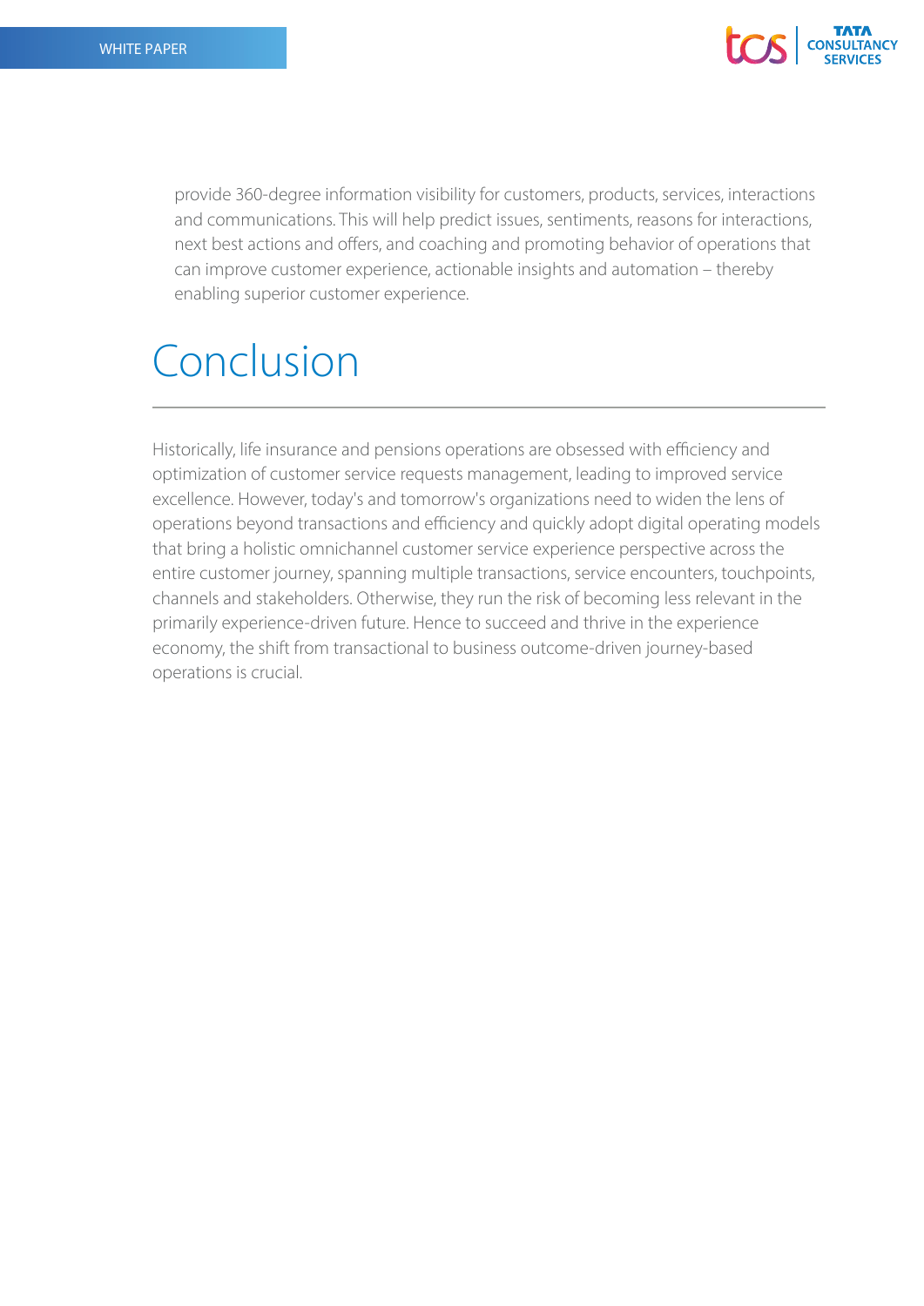provide 360-degree information visibility for customers, products, services, interactions and communications. This will help predict issues, sentiments, reasons for interactions, next best actions and offers, and coaching and promoting behavior of operations that can improve customer experience, actionable insights and automation – thereby enabling superior customer experience.

# Conclusion

Historically, life insurance and pensions operations are obsessed with efficiency and optimization of customer service requests management, leading to improved service excellence. However, today's and tomorrow's organizations need to widen the lens of operations beyond transactions and efficiency and quickly adopt digital operating models that bring a holistic omnichannel customer service experience perspective across the entire customer journey, spanning multiple transactions, service encounters, touchpoints, channels and stakeholders. Otherwise, they run the risk of becoming less relevant in the primarily experience-driven future. Hence to succeed and thrive in the experience economy, the shift from transactional to business outcome-driven journey-based operations is crucial.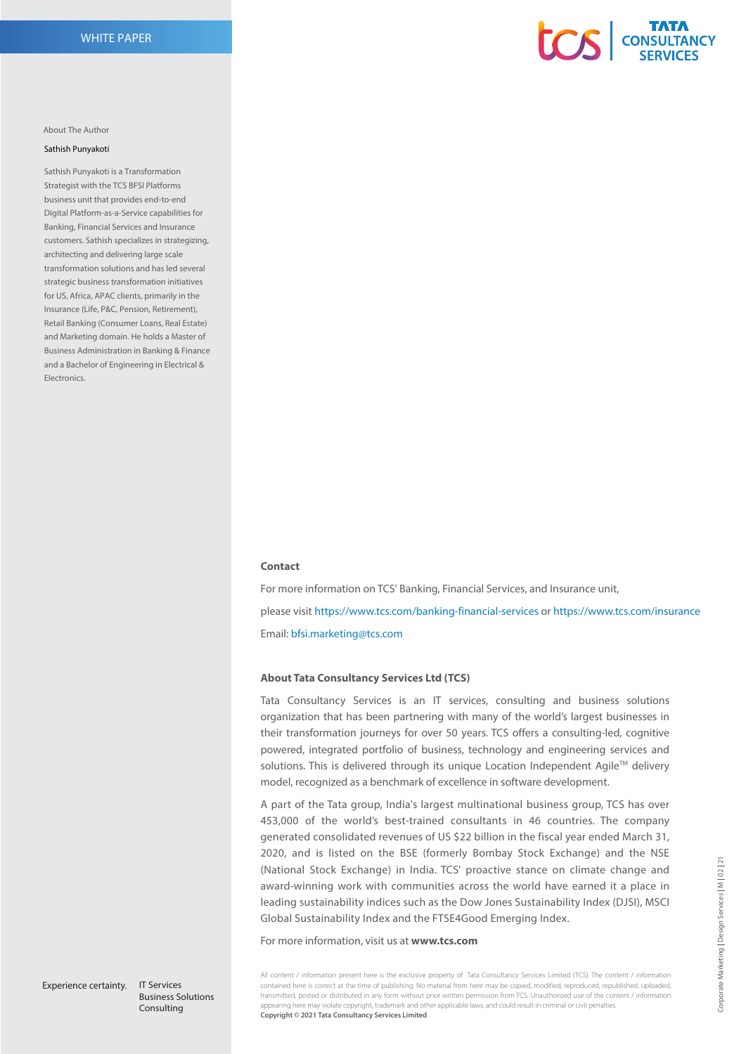WHITE PAPER

About The Author

Sathish Punyakoti

Sathish Punyakoti is a Transformation Strategist with the TCS BFSI Platforms business unit that provides end-to-end Digital Platform-as-a-Service capabilities for Banking, Financial Services and Insurance customers. Sathish specializes in strategizing, architecting and delivering large scale transformation solutions and has led several strategic business transformation initiatives for US, Africa, APAC clients, primarily in the Insurance (Life, P&C, Pension, Retirement), Retail Banking (Consumer Loans, Real Estate) and Marketing domain. He holds a Master of Business Administration in Banking & Finance and a Bachelor of Engineering in Electrical & Electronics.

**Contact**

For more information on TCS' Banking, Financial Services, and Insurance unit,

please visit https://www.tcs.com/banking-financial-services or https://www.tcs.com/insurance

Email: bfsi.marketing@tcs.com

**About Tata Consultancy Services Ltd (TCS)**

Tata Consultancy Services is an IT services, consulting and business solutions organization that has been partnering with many of the world's largest businesses in their transformation journeys for over 50 years. TCS offers a consulting-led, cognitive powered, integrated portfolio of business, technology and engineering services and solutions. This is delivered through its unique Location Independent Agile™ delivery model, recognized as a benchmark of excellence in software development.

A part of the Tata group, India's largest multinational business group, TCS has over 453,000 of the world's best-trained consultants in 46 countries. The company generated consolidated revenues of US $22 billion in the fiscal year ended March 31, 2020, and is listed on the BSE (formerly Bombay Stock Exchange) and the NSE (National Stock Exchange) in India. TCS' proactive stance on climate change and award-winning work with communities across the world have earned it a place in leading sustainability indices such as the Dow Jones Sustainability Index (DJSI), MSCI Global Sustainability Index and the FTSE4Good Emerging Index.

For more information, visit us at **www.tcs.com**

Experience certainty. IT Services Business Solutions Consulting

All content / information present here is the exclusive property of Tata Consultancy Services Limited (TCS). The content / information contained here is correct at the time of publishing. No material from here may be copied, modified, reproduced, republished, uploaded, transmitted, posted or distributed in any form without prior written permission from TCS. Unauthorized use of the content / information appearing here may violate copyright, trademark and other applicable laws, and could result in criminal or civil penalties.
**Copyright © 2021 Tata Consultancy Services Limited**

Corporate Marketing | Design Services | M | 02 | 21